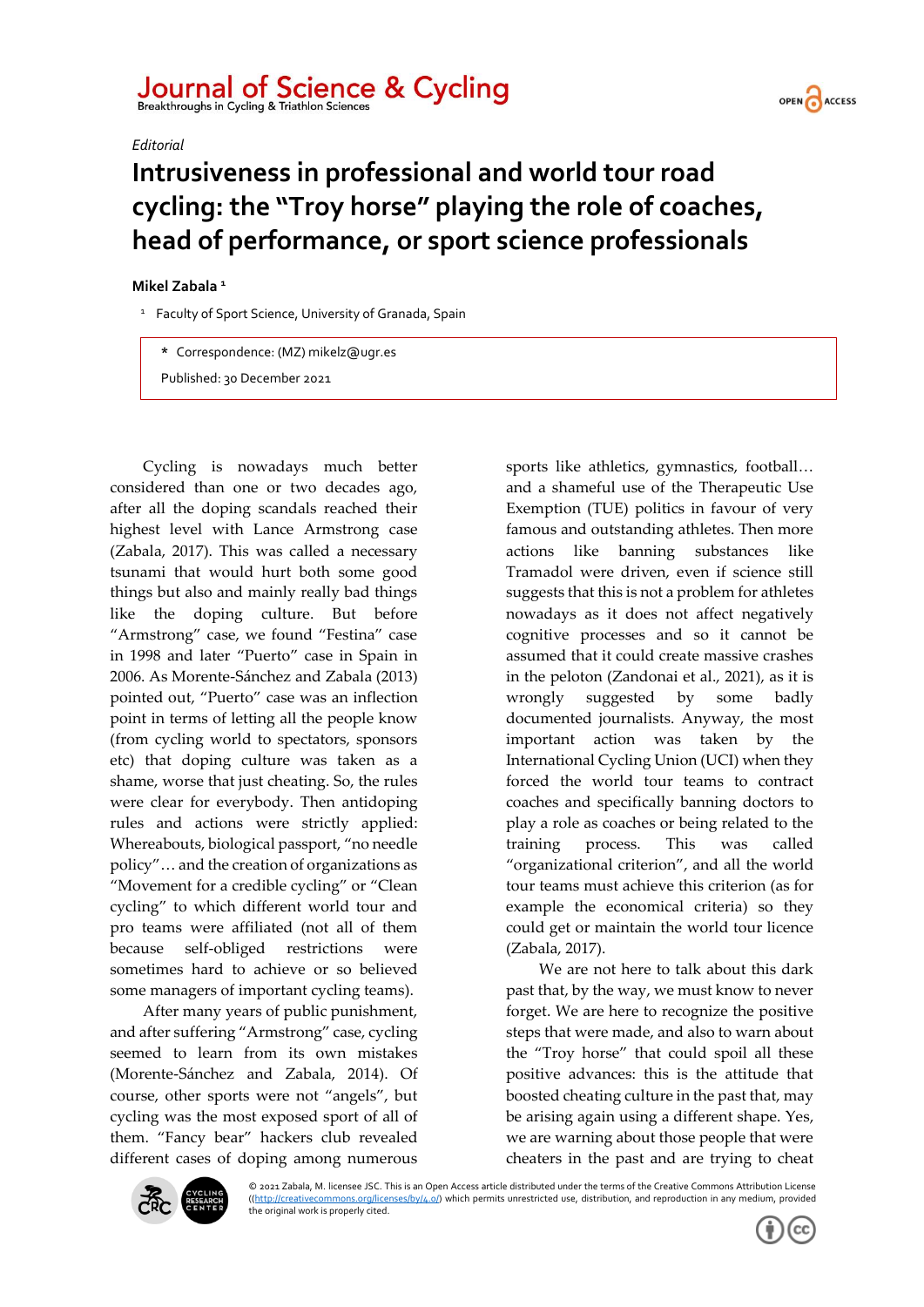*Editorial*

# Intrusiveness in professional and world tour road cycling: the "Troy horse" playing the role of coaches, head of performance, or sport science professionals

**Mikel Zabala** [1]

[1] Faculty of Sport Science, University of Granada, Spain

\* Correspondence: (MZ) mikelz@ugr.es

Published: 30 December 2021

Cycling is nowadays much better considered than one or two decades ago, after all the doping scandals reached their highest level with Lance Armstrong case (Zabala, 2017). This was called a necessary tsunami that would hurt both some good things but also and mainly really bad things like the doping culture. But before "Armstrong" case, we found "Festina" case in 1998 and later "Puerto" case in Spain in 2006. As Morente-Sánchez and Zabala (2013) pointed out, "Puerto" case was an inflection point in terms of letting all the people know (from cycling world to spectators, sponsors etc) that doping culture was taken as a shame, worse that just cheating. So, the rules were clear for everybody. Then antidoping rules and actions were strictly applied: Whereabouts, biological passport, "no needle policy"… and the creation of organizations as "Movement for a credible cycling" or "Clean cycling" to which different world tour and pro teams were affiliated (not all of them because self-obliged restrictions were sometimes hard to achieve or so believed some managers of important cycling teams).

After many years of public punishment, and after suffering "Armstrong" case, cycling seemed to learn from its own mistakes (Morente-Sánchez and Zabala, 2014). Of course, other sports were not "angels", but cycling was the most exposed sport of all of them. "Fancy bear" hackers club revealed different cases of doping among numerous sports like athletics, gymnastics, football… and a shameful use of the Therapeutic Use Exemption (TUE) politics in favour of very famous and outstanding athletes. Then more actions like banning substances like Tramadol were driven, even if science still suggests that this is not a problem for athletes nowadays as it does not affect negatively cognitive processes and so it cannot be assumed that it could create massive crashes in the peloton (Zandonai et al., 2021), as it is wrongly suggested by some badly documented journalists. Anyway, the most important action was taken by the International Cycling Union (UCI) when they forced the world tour teams to contract coaches and specifically banning doctors to play a role as coaches or being related to the training process. This was called "organizational criterion", and all the world tour teams must achieve this criterion (as for example the economical criteria) so they could get or maintain the world tour licence (Zabala, 2017).

We are not here to talk about this dark past that, by the way, we must know to never forget. We are here to recognize the positive steps that were made, and also to warn about the "Troy horse" that could spoil all these positive advances: this is the attitude that boosted cheating culture in the past that, may be arising again using a different shape. Yes, we are warning about those people that were cheaters in the past and are trying to cheat

© 2021 Zabala, M. licensee JSC. This is an Open Access article distributed under the terms of the Creative Commons Attribution License ((http://creativecommons.org/licenses/by/4.0/) which permits unrestricted use, distribution, and reproduction in any medium, provided the original work is properly cited.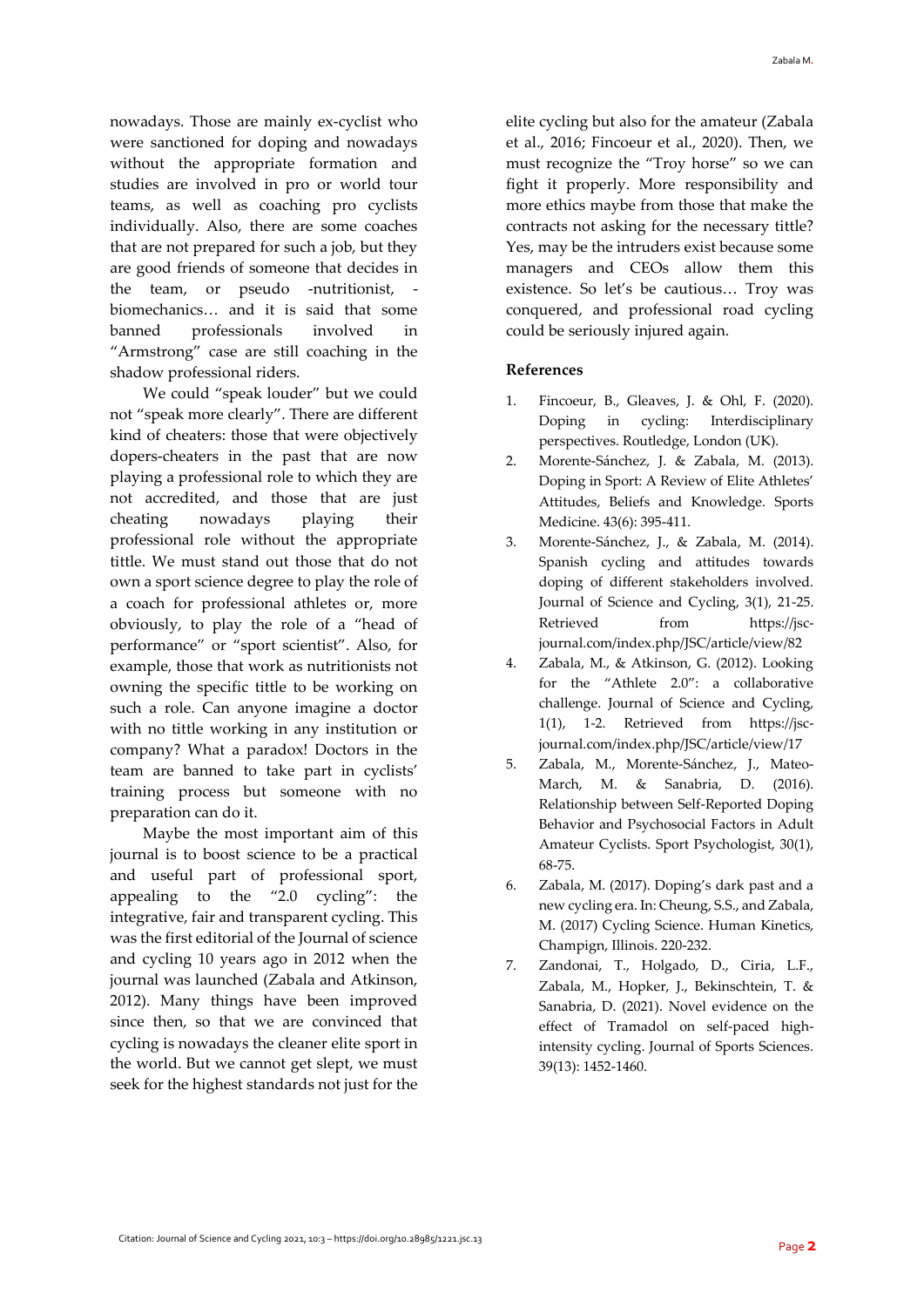nowadays. Those are mainly ex-cyclist who were sanctioned for doping and nowadays without the appropriate formation and studies are involved in pro or world tour teams, as well as coaching pro cyclists individually. Also, there are some coaches that are not prepared for such a job, but they are good friends of someone that decides in the team, or pseudo -nutritionist, -biomechanics… and it is said that some banned professionals involved in "Armstrong" case are still coaching in the shadow professional riders.

We could "speak louder" but we could not "speak more clearly". There are different kind of cheaters: those that were objectively dopers-cheaters in the past that are now playing a professional role to which they are not accredited, and those that are just cheating nowadays playing their professional role without the appropriate tittle. We must stand out those that do not own a sport science degree to play the role of a coach for professional athletes or, more obviously, to play the role of a "head of performance" or "sport scientist". Also, for example, those that work as nutritionists not owning the specific title to be working on such a role. Can anyone imagine a doctor with no tittle working in any institution or company? What a paradox! Doctors in the team are banned to take part in cyclists' training process but someone with no preparation can do it.

Maybe the most important aim of this journal is to boost science to be a practical and useful part of professional sport, appealing to the "2.0 cycling": the integrative, fair and transparent cycling. This was the first editorial of the Journal of science and cycling 10 years ago in 2012 when the journal was launched (Zabala and Atkinson, 2012). Many things have been improved since then, so that we are convinced that cycling is nowadays the cleaner elite sport in the world. But we cannot get slept, we must seek for the highest standards not just for the elite cycling but also for the amateur (Zabala et al., 2016; Fincoeur et al., 2020). Then, we must recognize the "Troy horse" so we can fight it properly. More responsibility and more ethics maybe from those that make the contracts not asking for the necessary tittle? Yes, may be the intruders exist because some managers and CEOs allow them this existence. So let's be cautious… Troy was conquered, and professional road cycling could be seriously injured again.

## References

1. Fincoeur, B., Gleaves, J. & Ohl, F. (2020). Doping in cycling: Interdisciplinary perspectives. Routledge, London (UK).
2. Morente-Sánchez, J. & Zabala, M. (2013). Doping in Sport: A Review of Elite Athletes' Attitudes, Beliefs and Knowledge. Sports Medicine. 43(6): 395-411.
3. Morente-Sánchez, J., & Zabala, M. (2014). Spanish cycling and attitudes towards doping of different stakeholders involved. Journal of Science and Cycling, 3(1), 21-25. Retrieved from https://jsc-journal.com/index.php/JSC/article/view/82
4. Zabala, M., & Atkinson, G. (2012). Looking for the "Athlete 2.0": a collaborative challenge. Journal of Science and Cycling, 1(1), 1-2. Retrieved from https://jsc-journal.com/index.php/JSC/article/view/17
5. Zabala, M., Morente-Sánchez, J., Mateo-March, M. & Sanabria, D. (2016). Relationship between Self-Reported Doping Behavior and Psychosocial Factors in Adult Amateur Cyclists. Sport Psychologist, 30(1), 68-75.
6. Zabala, M. (2017). Doping's dark past and a new cycling era. In: Cheung, S.S., and Zabala, M. (2017) Cycling Science. Human Kinetics, Champign, Illinois. 220-232.
7. Zandonai, T., Holgado, D., Ciria, L.F., Zabala, M., Hopker, J., Bekinschtein, T. & Sanabria, D. (2021). Novel evidence on the effect of Tramadol on self-paced high-intensity cycling. Journal of Sports Sciences. 39(13): 1452-1460.